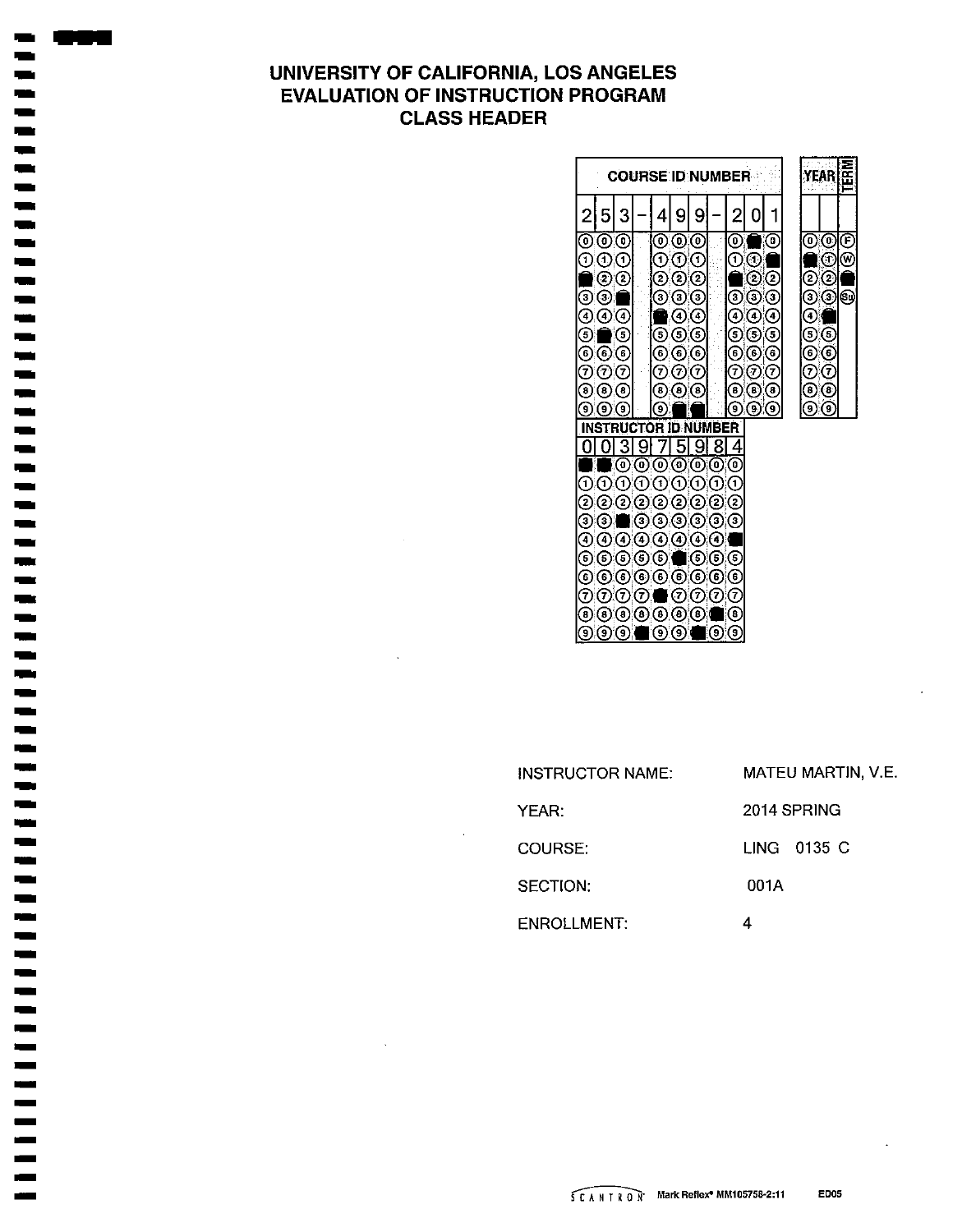# UNIVERSITY OF CALIFORNIA, LOS ANGELES
# EVALUATION OF INSTRUCTION PROGRAM
# CLASS HEADER

| COURSE ID NUMBER |
|---|
| 253-499-201 |

| INSTRUCTOR ID NUMBER |
|---|
| 0039759984 |

| INSTRUCTOR NAME: | MATEU MARTIN, V.E. |
|---|---|
| YEAR: | 2014 SPRING |
| COURSE: | LING 0135 C |
| SECTION: | 001A |
| ENROLLMENT: | 4 |

SCANTRON Mark Reflex® MM105758-2:11 ED05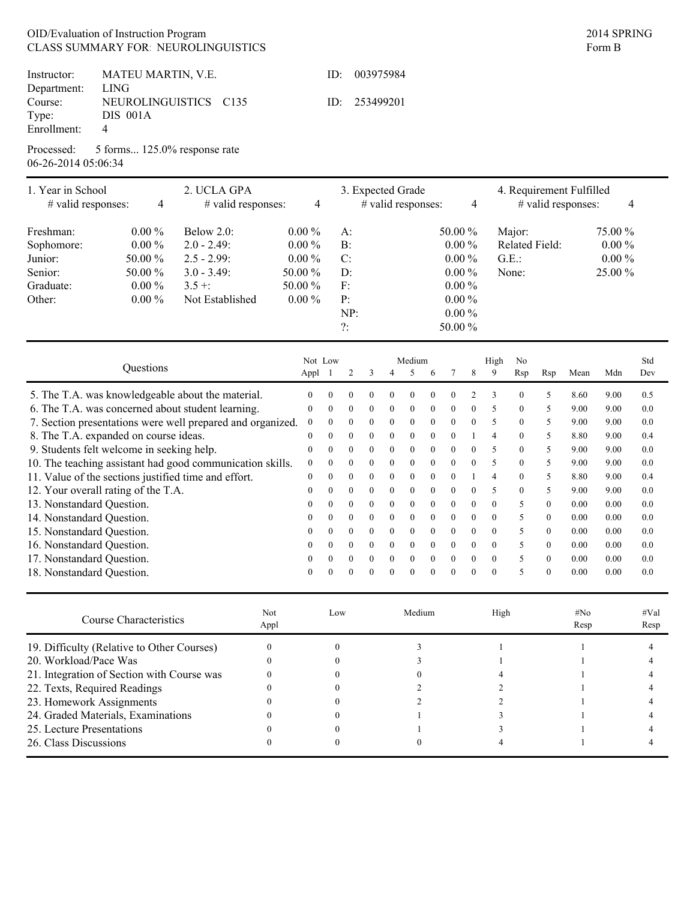OID/Evaluation of Instruction Program
CLASS SUMMARY FOR: NEUROLINGUISTICS

2014 SPRING
Form B

| | | | |
|---|---|---|---|
| Instructor: | MATEU MARTIN, V.E. | ID: | 003975984 |
| Department: | LING | | |
| Course: | NEUROLINGUISTICS C135 | ID: | 253499201 |
| Type: | DIS 001A | | |
| Enrollment: | 4 | | |

Processed: 5 forms... 125.0% response rate
06-26-2014 05:06:34

| 1. Year in School | # valid responses: 4 | 2. UCLA GPA | # valid responses: 4 | 3. Expected Grade | # valid responses: 4 | 4. Requirement Fulfilled | # valid responses: 4 |
|---|---|---|---|---|---|---|---|
| Freshman: | 0.00 % | Below 2.0: | 0.00 % | A: | 50.00 % | Major: | 75.00 % |
| Sophomore: | 0.00 % | 2.0 - 2.49: | 0.00 % | B: | 0.00 % | Related Field: | 0.00 % |
| Junior: | 50.00 % | 2.5 - 2.99: | 0.00 % | C: | 0.00 % | G.E.: | 0.00 % |
| Senior: | 50.00 % | 3.0 - 3.49: | 50.00 % | D: | 0.00 % | None: | 25.00 % |
| Graduate: | 0.00 % | 3.5 +: | 50.00 % | F: | 0.00 % | | |
| Other: | 0.00 % | Not Established | 0.00 % | P: | 0.00 % | | |
| | | | | NP: | 0.00 % | | |
| | | | | ?: | 50.00 % | | |

| Questions | Not Appl | Low 1 | 2 | 3 | 4 | Medium 5 | 6 | 7 | 8 | High 9 | No Rsp | Rsp | Mean | Mdn | Std Dev |
|---|---|---|---|---|---|---|---|---|---|---|---|---|---|---|---|
| 5. The T.A. was knowledgeable about the material. | 0 | 0 | 0 | 0 | 0 | 0 | 0 | 0 | 2 | 3 | 0 | 5 | 8.60 | 9.00 | 0.5 |
| 6. The T.A. was concerned about student learning. | 0 | 0 | 0 | 0 | 0 | 0 | 0 | 0 | 0 | 5 | 0 | 5 | 9.00 | 9.00 | 0.0 |
| 7. Section presentations were well prepared and organized. | 0 | 0 | 0 | 0 | 0 | 0 | 0 | 0 | 0 | 5 | 0 | 5 | 9.00 | 9.00 | 0.0 |
| 8. The T.A. expanded on course ideas. | 0 | 0 | 0 | 0 | 0 | 0 | 0 | 0 | 1 | 4 | 0 | 5 | 8.80 | 9.00 | 0.4 |
| 9. Students felt welcome in seeking help. | 0 | 0 | 0 | 0 | 0 | 0 | 0 | 0 | 0 | 5 | 0 | 5 | 9.00 | 9.00 | 0.0 |
| 10. The teaching assistant had good communication skills. | 0 | 0 | 0 | 0 | 0 | 0 | 0 | 0 | 0 | 5 | 0 | 5 | 9.00 | 9.00 | 0.0 |
| 11. Value of the sections justified time and effort. | 0 | 0 | 0 | 0 | 0 | 0 | 0 | 0 | 1 | 4 | 0 | 5 | 8.80 | 9.00 | 0.4 |
| 12. Your overall rating of the T.A. | 0 | 0 | 0 | 0 | 0 | 0 | 0 | 0 | 0 | 5 | 0 | 5 | 9.00 | 9.00 | 0.0 |
| 13. Nonstandard Question. | 0 | 0 | 0 | 0 | 0 | 0 | 0 | 0 | 0 | 0 | 5 | 0 | 0.00 | 0.00 | 0.0 |
| 14. Nonstandard Question. | 0 | 0 | 0 | 0 | 0 | 0 | 0 | 0 | 0 | 0 | 5 | 0 | 0.00 | 0.00 | 0.0 |
| 15. Nonstandard Question. | 0 | 0 | 0 | 0 | 0 | 0 | 0 | 0 | 0 | 0 | 5 | 0 | 0.00 | 0.00 | 0.0 |
| 16. Nonstandard Question. | 0 | 0 | 0 | 0 | 0 | 0 | 0 | 0 | 0 | 0 | 5 | 0 | 0.00 | 0.00 | 0.0 |
| 17. Nonstandard Question. | 0 | 0 | 0 | 0 | 0 | 0 | 0 | 0 | 0 | 0 | 5 | 0 | 0.00 | 0.00 | 0.0 |
| 18. Nonstandard Question. | 0 | 0 | 0 | 0 | 0 | 0 | 0 | 0 | 0 | 0 | 5 | 0 | 0.00 | 0.00 | 0.0 |

| Course Characteristics | Not Appl | Low | Medium | High | #No Resp | #Val Resp |
|---|---|---|---|---|---|---|
| 19. Difficulty (Relative to Other Courses) | 0 | 0 | 3 | 1 | 1 | 4 |
| 20. Workload/Pace Was | 0 | 0 | 3 | 1 | 1 | 4 |
| 21. Integration of Section with Course was | 0 | 0 | 0 | 4 | 1 | 4 |
| 22. Texts, Required Readings | 0 | 0 | 2 | 2 | 1 | 4 |
| 23. Homework Assignments | 0 | 0 | 2 | 2 | 1 | 4 |
| 24. Graded Materials, Examinations | 0 | 0 | 1 | 3 | 1 | 4 |
| 25. Lecture Presentations | 0 | 0 | 1 | 3 | 1 | 4 |
| 26. Class Discussions | 0 | 0 | 0 | 4 | 1 | 4 |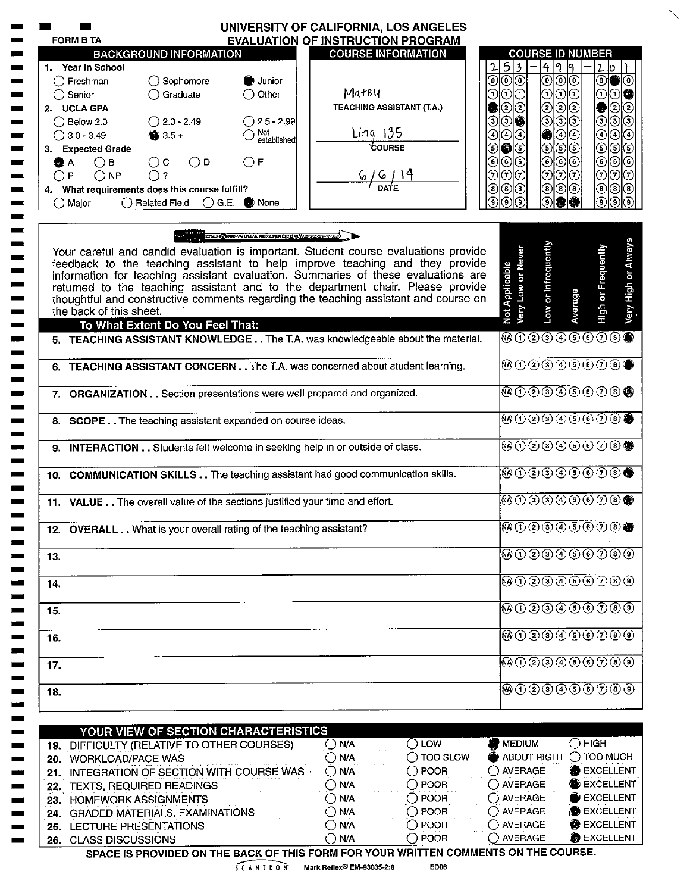# UNIVERSITY OF CALIFORNIA, LOS ANGELES
## EVALUATION OF INSTRUCTION PROGRAM

FORM B TA

### BACKGROUND INFORMATION

1. **Year in School**
   - ○ Freshman ○ Sophomore ● Junior
   - ○ Senior ○ Graduate ○ Other
2. **UCLA GPA**
   - ○ Below 2.0 ○ 2.0 - 2.49 ○ 2.5 - 2.99
   - ○ 3.0 - 3.49 ● 3.5 + ○ Not established
3. **Expected Grade**
   - ● A ○ B ○ C ○ D ○ F
   - ○ P ○ NP ○ ?
4. **What requirements does this course fulfill?**
   - ○ Major ○ Related Field ○ G.E. ● None

### COURSE INFORMATION

Matey
TEACHING ASSISTANT (T.A.)

Ling 135
COURSE

6/6/14
DATE

### COURSE ID NUMBER

253-499-201

---

Your careful and candid evaluation is important. Student course evaluations provide feedback to the teaching assistant to help improve teaching and they provide information for teaching assistant evaluation. Summaries of these evaluations are returned to the teaching assistant and to the department chair. Please provide thoughtful and constructive comments regarding the teaching assistant and course on the back of this sheet.

Scale: Not Applicable (NA), Very Low or Never (1), Low or Infrequently, Average, High or Frequently, Very High or Always (9)

| To What Extent Do You Feel That: | Rating |
|---|---|
| 5. **TEACHING ASSISTANT KNOWLEDGE** . . The T.A. was knowledgeable about the material. | 9 |
| 6. **TEACHING ASSISTANT CONCERN** . . The T.A. was concerned about student learning. | 9 |
| 7. **ORGANIZATION** . . Section presentations were well prepared and organized. | 9 |
| 8. **SCOPE** . . The teaching assistant expanded on course ideas. | 9 |
| 9. **INTERACTION** . . Students felt welcome in seeking help in or outside of class. | 9 |
| 10. **COMMUNICATION SKILLS** . . The teaching assistant had good communication skills. | 9 |
| 11. **VALUE** . . The overall value of the sections justified your time and effort. | 9 |
| 12. **OVERALL** . . What is your overall rating of the teaching assistant? | 9 |
| 13. | |
| 14. | |
| 15. | |
| 16. | |
| 17. | |
| 18. | |

### YOUR VIEW OF SECTION CHARACTERISTICS

| | | | | |
|---|---|---|---|---|
| 19. DIFFICULTY (RELATIVE TO OTHER COURSES) | ○ N/A | ○ LOW | ● MEDIUM | ○ HIGH |
| 20. WORKLOAD/PACE WAS | ○ N/A | ○ TOO SLOW | ● ABOUT RIGHT | ○ TOO MUCH |
| 21. INTEGRATION OF SECTION WITH COURSE WAS | ○ N/A | ○ POOR | ○ AVERAGE | ● EXCELLENT |
| 22. TEXTS, REQUIRED READINGS | ○ N/A | ○ POOR | ○ AVERAGE | ● EXCELLENT |
| 23. HOMEWORK ASSIGNMENTS | ○ N/A | ○ POOR | ○ AVERAGE | ● EXCELLENT |
| 24. GRADED MATERIALS, EXAMINATIONS | ○ N/A | ○ POOR | ○ AVERAGE | ● EXCELLENT |
| 25. LECTURE PRESENTATIONS | ○ N/A | ○ POOR | ○ AVERAGE | ● EXCELLENT |
| 26. CLASS DISCUSSIONS | ○ N/A | ○ POOR | ○ AVERAGE | ● EXCELLENT |

**SPACE IS PROVIDED ON THE BACK OF THIS FORM FOR YOUR WRITTEN COMMENTS ON THE COURSE.**

SCANTRON Mark Reflex® EM-93035-2:8 ED06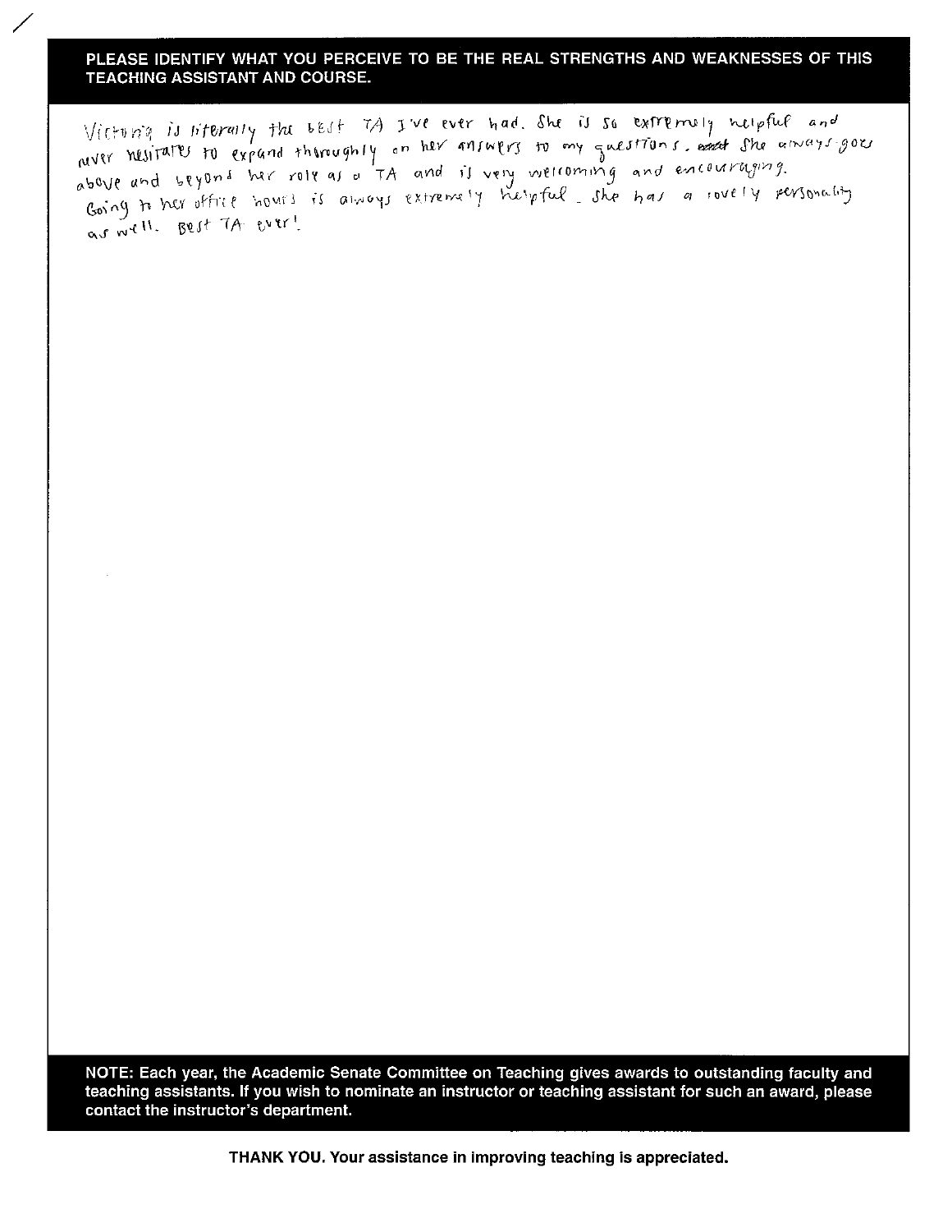**PLEASE IDENTIFY WHAT YOU PERCEIVE TO BE THE REAL STRENGTHS AND WEAKNESSES OF THIS TEACHING ASSISTANT AND COURSE.**

Victoria is literally the best TA I've ever had. She is so extremely helpful and never hesitates to expand thoroughly on her answers to my questions. ~~and~~ She always goes above and beyond her role as a TA and is very welcoming and encouraging. Going to her office hours is always extremely helpful. She has a lovely personality as well. Best TA ever!

**NOTE: Each year, the Academic Senate Committee on Teaching gives awards to outstanding faculty and teaching assistants. If you wish to nominate an instructor or teaching assistant for such an award, please contact the instructor's department.**

**THANK YOU. Your assistance in improving teaching is appreciated.**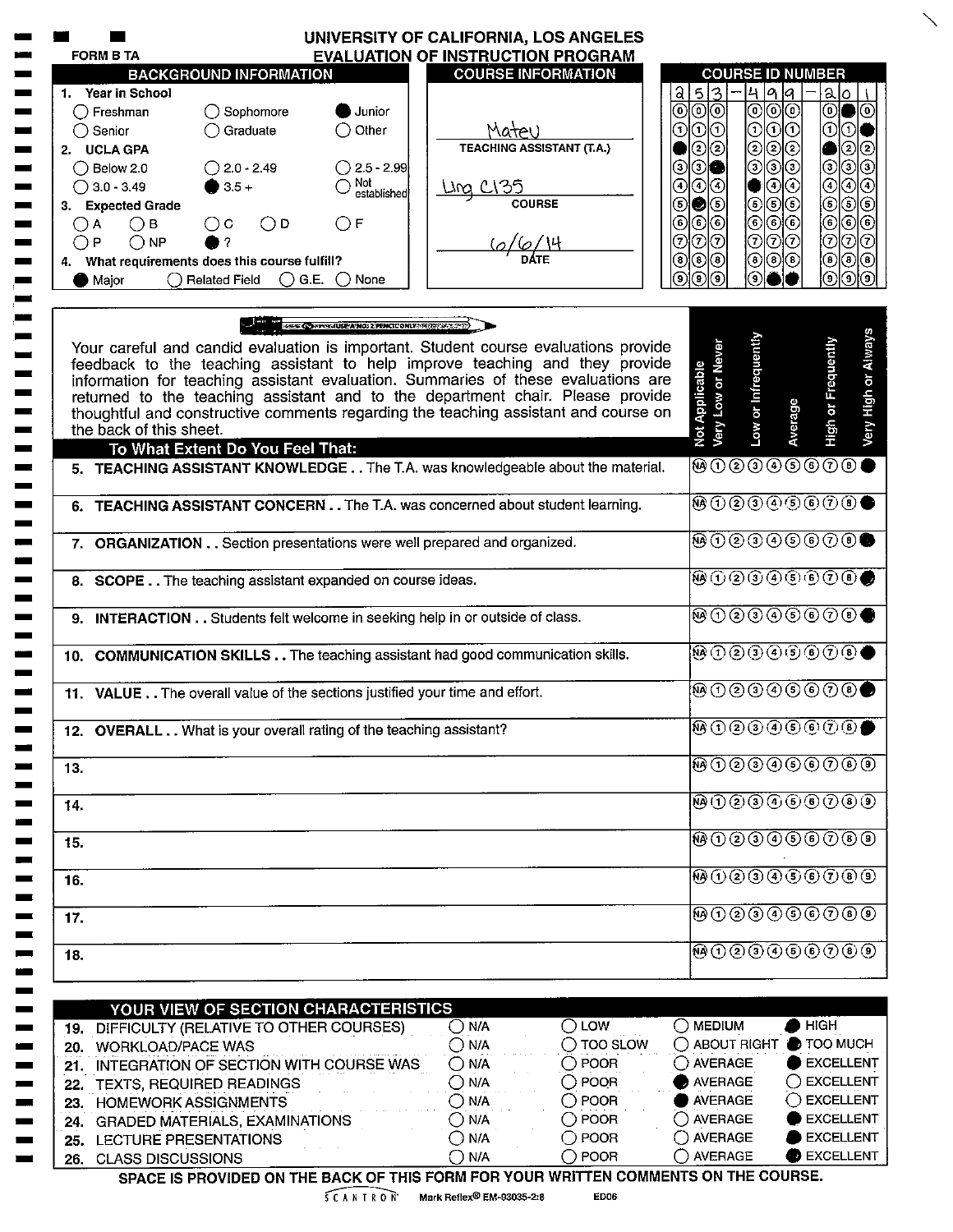# UNIVERSITY OF CALIFORNIA, LOS ANGELES
## EVALUATION OF INSTRUCTION PROGRAM

FORM B TA

### BACKGROUND INFORMATION

1. **Year in School**
   - ○ Freshman ○ Sophomore ● Junior
   - ○ Senior ○ Graduate ○ Other
2. **UCLA GPA**
   - ○ Below 2.0 ○ 2.0 - 2.49 ○ 2.5 - 2.99
   - ○ 3.0 - 3.49 ● 3.5 + ○ Not established
3. **Expected Grade**
   - ○ A ○ B ○ C ○ D ○ F
   - ○ P ○ NP ● ?
4. **What requirements does this course fulfill?**
   - ● Major ○ Related Field ○ G.E. ○ None

### COURSE INFORMATION

TEACHING ASSISTANT (T.A.): Mateu

COURSE: Ling C135

DATE: 6/6/14

### COURSE ID NUMBER

253-499-201

---

USE A NO. 2 PENCIL ONLY

Your careful and candid evaluation is important. Student course evaluations provide feedback to the teaching assistant to help improve teaching and they provide information for teaching assistant evaluation. Summaries of these evaluations are returned to the teaching assistant and to the department chair. Please provide thoughtful and constructive comments regarding the teaching assistant and course on the back of this sheet.

Scale: Not Applicable (NA), Very Low or Never (1), Low or Infrequently, Average, High or Frequently, Very High or Always (9)

| To What Extent Do You Feel That: | Rating |
|---|---|
| 5. **TEACHING ASSISTANT KNOWLEDGE** . . The T.A. was knowledgeable about the material. | 9 |
| 6. **TEACHING ASSISTANT CONCERN** . . The T.A. was concerned about student learning. | 9 |
| 7. **ORGANIZATION** . . Section presentations were well prepared and organized. | 9 |
| 8. **SCOPE** . . The teaching assistant expanded on course ideas. | 9 |
| 9. **INTERACTION** . . Students felt welcome in seeking help in or outside of class. | 9 |
| 10. **COMMUNICATION SKILLS** . . The teaching assistant had good communication skills. | 9 |
| 11. **VALUE** . . The overall value of the sections justified your time and effort. | 9 |
| 12. **OVERALL** . . What is your overall rating of the teaching assistant? | 9 |
| 13. | |
| 14. | |
| 15. | |
| 16. | |
| 17. | |
| 18. | |

### YOUR VIEW OF SECTION CHARACTERISTICS

| Item | N/A | | | |
|---|---|---|---|---|
| 19. DIFFICULTY (RELATIVE TO OTHER COURSES) | ○ N/A | ○ LOW | ○ MEDIUM | ● HIGH |
| 20. WORKLOAD/PACE WAS | ○ N/A | ○ TOO SLOW | ○ ABOUT RIGHT | ● TOO MUCH |
| 21. INTEGRATION OF SECTION WITH COURSE WAS | ○ N/A | ○ POOR | ○ AVERAGE | ● EXCELLENT |
| 22. TEXTS, REQUIRED READINGS | ○ N/A | ○ POOR | ● AVERAGE | ○ EXCELLENT |
| 23. HOMEWORK ASSIGNMENTS | ○ N/A | ○ POOR | ● AVERAGE | ○ EXCELLENT |
| 24. GRADED MATERIALS, EXAMINATIONS | ○ N/A | ○ POOR | ○ AVERAGE | ● EXCELLENT |
| 25. LECTURE PRESENTATIONS | ○ N/A | ○ POOR | ○ AVERAGE | ● EXCELLENT |
| 26. CLASS DISCUSSIONS | ○ N/A | ○ POOR | ○ AVERAGE | ● EXCELLENT |

**SPACE IS PROVIDED ON THE BACK OF THIS FORM FOR YOUR WRITTEN COMMENTS ON THE COURSE.**

SCANTRON Mark Reflex® EM-93035-2:8 ED06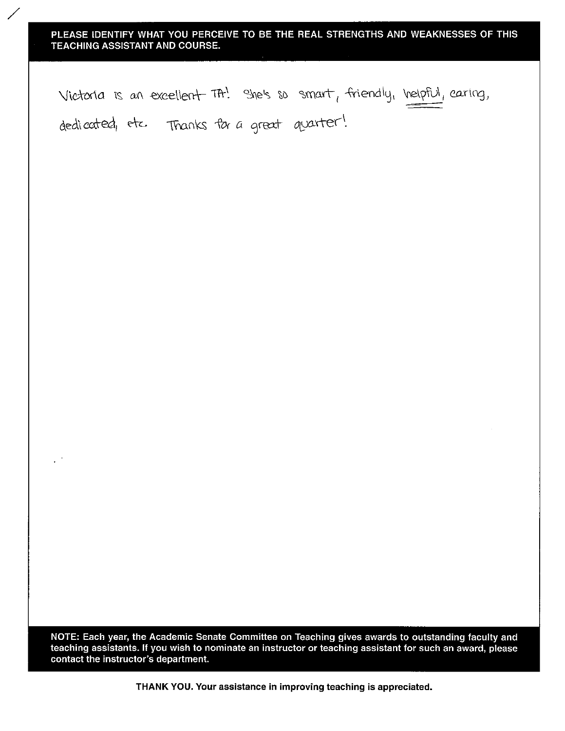**PLEASE IDENTIFY WHAT YOU PERCEIVE TO BE THE REAL STRENGTHS AND WEAKNESSES OF THIS TEACHING ASSISTANT AND COURSE.**

Victoria is an excellent TA! She's so smart, friendly, helpful, caring, dedicated, etc. Thanks for a great quarter!

**NOTE: Each year, the Academic Senate Committee on Teaching gives awards to outstanding faculty and teaching assistants. If you wish to nominate an instructor or teaching assistant for such an award, please contact the instructor's department.**

**THANK YOU. Your assistance in improving teaching is appreciated.**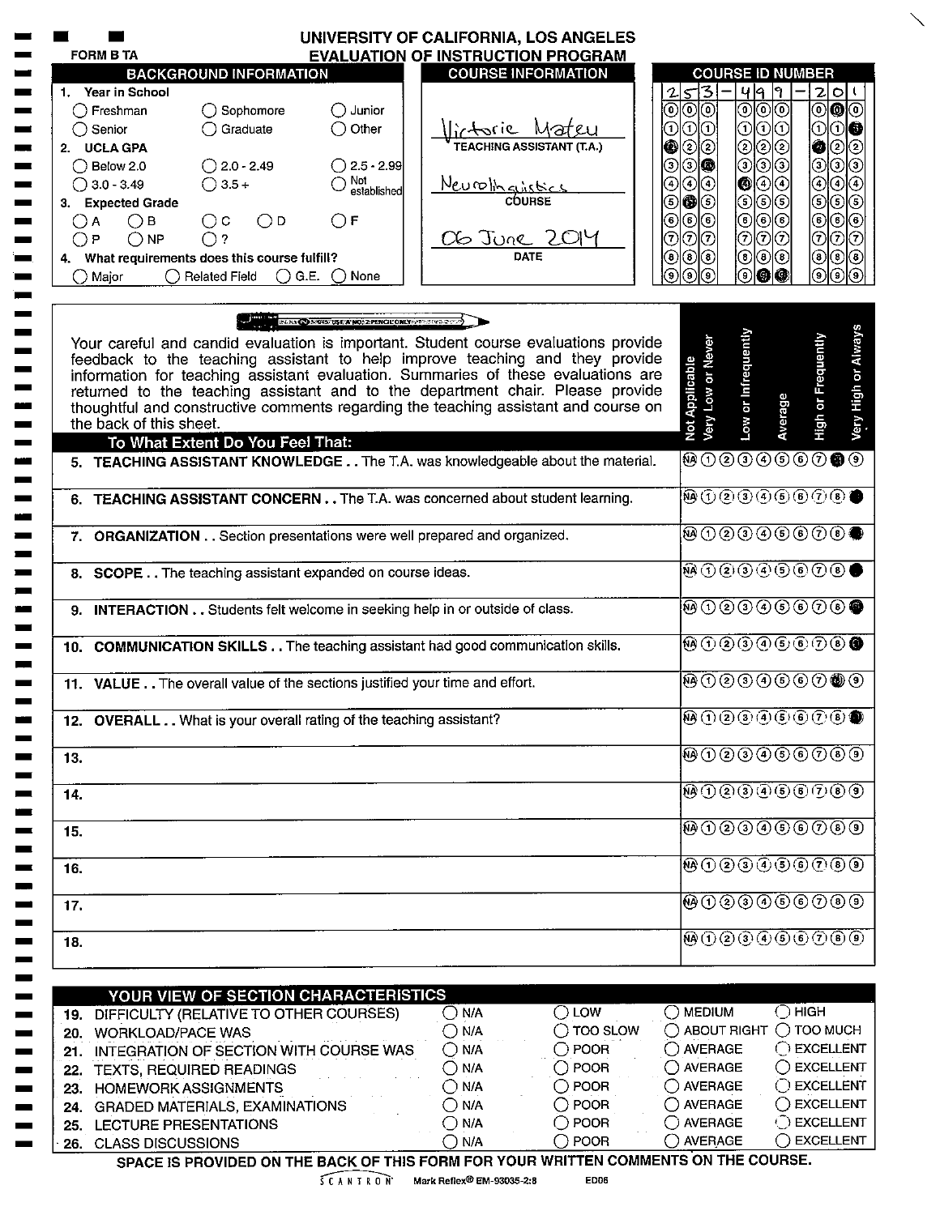# UNIVERSITY OF CALIFORNIA, LOS ANGELES
## EVALUATION OF INSTRUCTION PROGRAM

FORM B TA

### BACKGROUND INFORMATION

1. Year in School
   - ◯ Freshman ◯ Sophomore ◯ Junior
   - ◯ Senior ◯ Graduate ◯ Other
2. UCLA GPA
   - ◯ Below 2.0 ◯ 2.0 - 2.49 ◯ 2.5 - 2.99
   - ◯ 3.0 - 3.49 ◯ 3.5 + ◯ Not established
3. Expected Grade
   - ◯ A ◯ B ◯ C ◯ D ◯ F
   - ◯ P ◯ NP ◯ ?
4. What requirements does this course fulfill?
   - ◯ Major ◯ Related Field ◯ G.E. ◯ None

### COURSE INFORMATION

Victoria Mateu
TEACHING ASSISTANT (T.A.)

Neurolinguistics
COURSE

06 June 2014
DATE

### COURSE ID NUMBER

253-499-201

USE A NO. 2 PENCIL ONLY

Your careful and candid evaluation is important. Student course evaluations provide feedback to the teaching assistant to help improve teaching and they provide information for teaching assistant evaluation. Summaries of these evaluations are returned to the teaching assistant and to the department chair. Please provide thoughtful and constructive comments regarding the teaching assistant and course on the back of this sheet.

Scale: Not Applicable (NA), Very Low or Never (1), Low or Infrequently, Average, High or Frequently, Very High or Always (9)

| To What Extent Do You Feel That: | Rating |
|---|---|
| 5. TEACHING ASSISTANT KNOWLEDGE . . The T.A. was knowledgeable about the material. | 8 |
| 6. TEACHING ASSISTANT CONCERN . . The T.A. was concerned about student learning. | 9 |
| 7. ORGANIZATION . . Section presentations were well prepared and organized. | 9 |
| 8. SCOPE . . The teaching assistant expanded on course ideas. | 9 |
| 9. INTERACTION . . Students felt welcome in seeking help in or outside of class. | 9 |
| 10. COMMUNICATION SKILLS . . The teaching assistant had good communication skills. | 9 |
| 11. VALUE . . The overall value of the sections justified your time and effort. | 8 |
| 12. OVERALL . . What is your overall rating of the teaching assistant? | 9 |
| 13. | |
| 14. | |
| 15. | |
| 16. | |
| 17. | |
| 18. | |

### YOUR VIEW OF SECTION CHARACTERISTICS

| | | | | |
|---|---|---|---|---|
| 19. DIFFICULTY (RELATIVE TO OTHER COURSES) | ◯ N/A | ◯ LOW | ◯ MEDIUM | ◯ HIGH |
| 20. WORKLOAD/PACE WAS | ◯ N/A | ◯ TOO SLOW | ◯ ABOUT RIGHT | ◯ TOO MUCH |
| 21. INTEGRATION OF SECTION WITH COURSE WAS | ◯ N/A | ◯ POOR | ◯ AVERAGE | ◯ EXCELLENT |
| 22. TEXTS, REQUIRED READINGS | ◯ N/A | ◯ POOR | ◯ AVERAGE | ◯ EXCELLENT |
| 23. HOMEWORK ASSIGNMENTS | ◯ N/A | ◯ POOR | ◯ AVERAGE | ◯ EXCELLENT |
| 24. GRADED MATERIALS, EXAMINATIONS | ◯ N/A | ◯ POOR | ◯ AVERAGE | ◯ EXCELLENT |
| 25. LECTURE PRESENTATIONS | ◯ N/A | ◯ POOR | ◯ AVERAGE | ◯ EXCELLENT |
| 26. CLASS DISCUSSIONS | ◯ N/A | ◯ POOR | ◯ AVERAGE | ◯ EXCELLENT |

SPACE IS PROVIDED ON THE BACK OF THIS FORM FOR YOUR WRITTEN COMMENTS ON THE COURSE.

SCANTRON Mark Reflex® EM-93035-2:8 ED06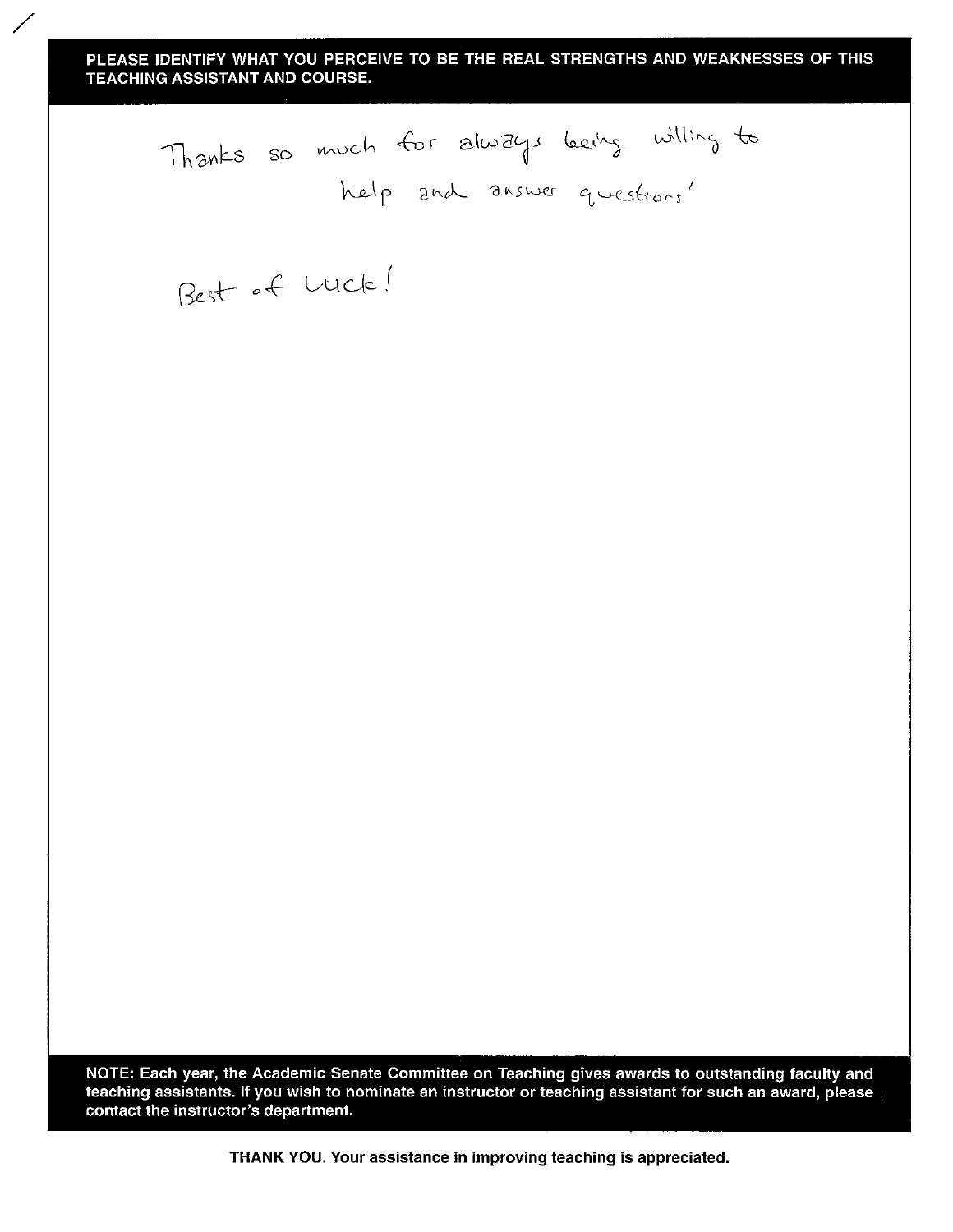**PLEASE IDENTIFY WHAT YOU PERCEIVE TO BE THE REAL STRENGTHS AND WEAKNESSES OF THIS TEACHING ASSISTANT AND COURSE.**

Thanks so much for always being willing to help and answer questions!

Best of Luck!

**NOTE: Each year, the Academic Senate Committee on Teaching gives awards to outstanding faculty and teaching assistants. If you wish to nominate an instructor or teaching assistant for such an award, please contact the instructor's department.**

**THANK YOU. Your assistance in improving teaching is appreciated.**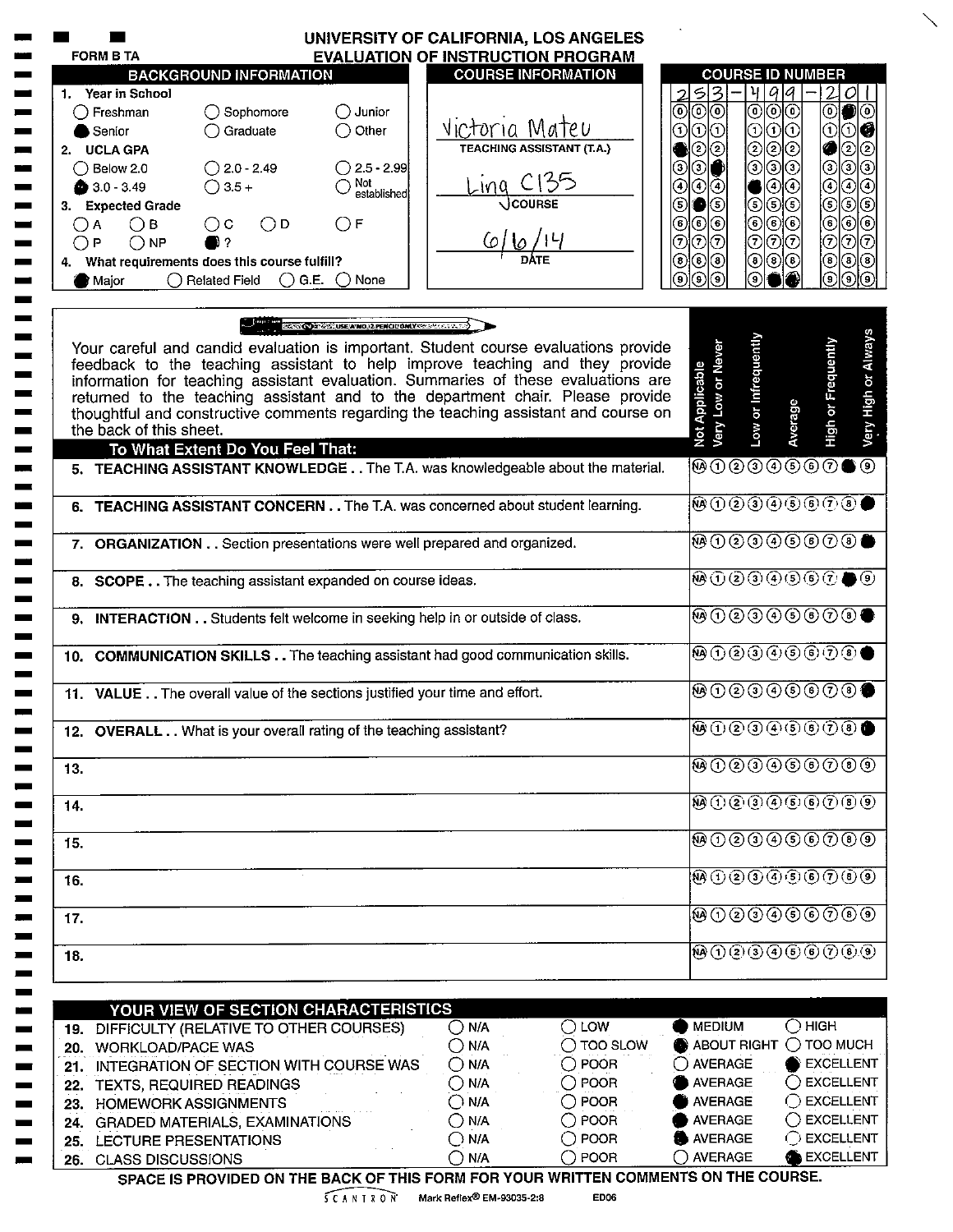# UNIVERSITY OF CALIFORNIA, LOS ANGELES
## EVALUATION OF INSTRUCTION PROGRAM

FORM B TA

### BACKGROUND INFORMATION

1. **Year in School**
   - ○ Freshman ○ Sophomore ○ Junior
   - ● Senior ○ Graduate ○ Other
2. **UCLA GPA**
   - ○ Below 2.0 ○ 2.0 - 2.49 ○ 2.5 - 2.99
   - ● 3.0 - 3.49 ○ 3.5 + ○ Not established
3. **Expected Grade**
   - ○ A ○ B ○ C ○ D ○ F
   - ○ P ○ NP ● ?
4. **What requirements does this course fulfill?**
   - ● Major ○ Related Field ○ G.E. ○ None

### COURSE INFORMATION

Victoria Mateu
TEACHING ASSISTANT (T.A.)

Ling C135
COURSE

6/6/14
DATE

### COURSE ID NUMBER

253-499-201

---

USE A NO. 2 PENCIL ONLY

Your careful and candid evaluation is important. Student course evaluations provide feedback to the teaching assistant to help improve teaching and they provide information for teaching assistant evaluation. Summaries of these evaluations are returned to the teaching assistant and to the department chair. Please provide thoughtful and constructive comments regarding the teaching assistant and course on the back of this sheet.

Scale: Not Applicable (NA); Very Low or Never (1–2); Low or Infrequently (3–4); Average (5); High or Frequently (6–7); Very High or Always (8–9)

| To What Extent Do You Feel That: | Rating |
|---|---|
| 5. **TEACHING ASSISTANT KNOWLEDGE . .** The T.A. was knowledgeable about the material. | 8 |
| 6. **TEACHING ASSISTANT CONCERN . .** The T.A. was concerned about student learning. | 9 |
| 7. **ORGANIZATION . .** Section presentations were well prepared and organized. | 9 |
| 8. **SCOPE . .** The teaching assistant expanded on course ideas. | 8 |
| 9. **INTERACTION . .** Students felt welcome in seeking help in or outside of class. | 9 |
| 10. **COMMUNICATION SKILLS . .** The teaching assistant had good communication skills. | 9 |
| 11. **VALUE . .** The overall value of the sections justified your time and effort. | 9 |
| 12. **OVERALL . .** What is your overall rating of the teaching assistant? | 9 |
| 13. | |
| 14. | |
| 15. | |
| 16. | |
| 17. | |
| 18. | |

### YOUR VIEW OF SECTION CHARACTERISTICS

| Item | N/A | | | |
|---|---|---|---|---|
| 19. DIFFICULTY (RELATIVE TO OTHER COURSES) | ○ N/A | ○ LOW | ● MEDIUM | ○ HIGH |
| 20. WORKLOAD/PACE WAS | ○ N/A | ○ TOO SLOW | ● ABOUT RIGHT | ○ TOO MUCH |
| 21. INTEGRATION OF SECTION WITH COURSE WAS | ○ N/A | ○ POOR | ○ AVERAGE | ● EXCELLENT |
| 22. TEXTS, REQUIRED READINGS | ○ N/A | ○ POOR | ● AVERAGE | ○ EXCELLENT |
| 23. HOMEWORK ASSIGNMENTS | ○ N/A | ○ POOR | ● AVERAGE | ○ EXCELLENT |
| 24. GRADED MATERIALS, EXAMINATIONS | ○ N/A | ○ POOR | ● AVERAGE | ○ EXCELLENT |
| 25. LECTURE PRESENTATIONS | ○ N/A | ○ POOR | ● AVERAGE | ○ EXCELLENT |
| 26. CLASS DISCUSSIONS | ○ N/A | ○ POOR | ○ AVERAGE | ● EXCELLENT |

**SPACE IS PROVIDED ON THE BACK OF THIS FORM FOR YOUR WRITTEN COMMENTS ON THE COURSE.**

SCANTRON Mark Reflex® EM-93035-2:8 ED06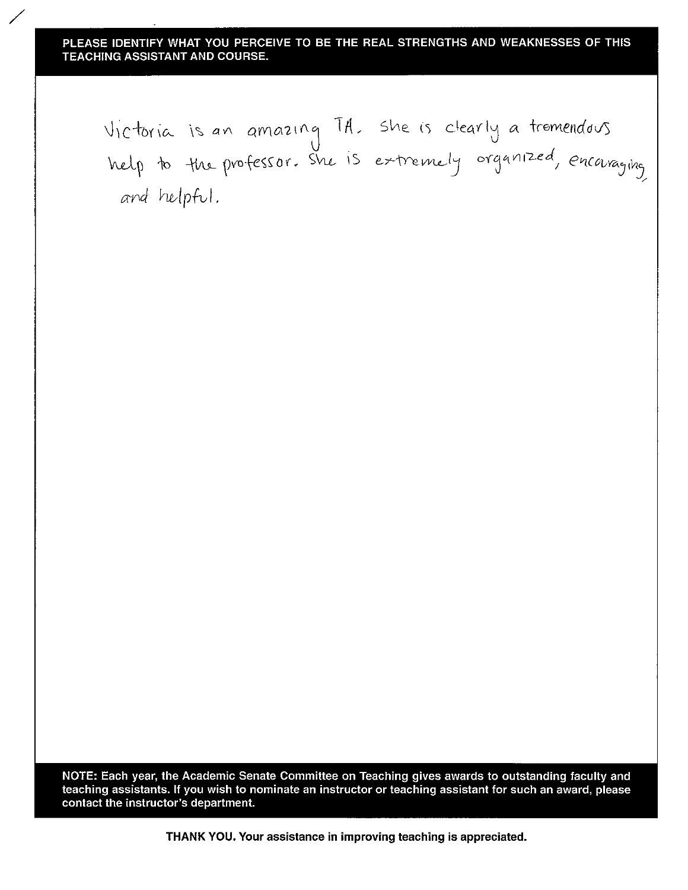**PLEASE IDENTIFY WHAT YOU PERCEIVE TO BE THE REAL STRENGTHS AND WEAKNESSES OF THIS TEACHING ASSISTANT AND COURSE.**

Victoria is an amazing TA. She is clearly a tremendous help to the professor. She is extremely organized, encaraging, and helpful.

**NOTE:** Each year, the Academic Senate Committee on Teaching gives awards to outstanding faculty and teaching assistants. If you wish to nominate an instructor or teaching assistant for such an award, please contact the instructor's department.

**THANK YOU. Your assistance in improving teaching is appreciated.**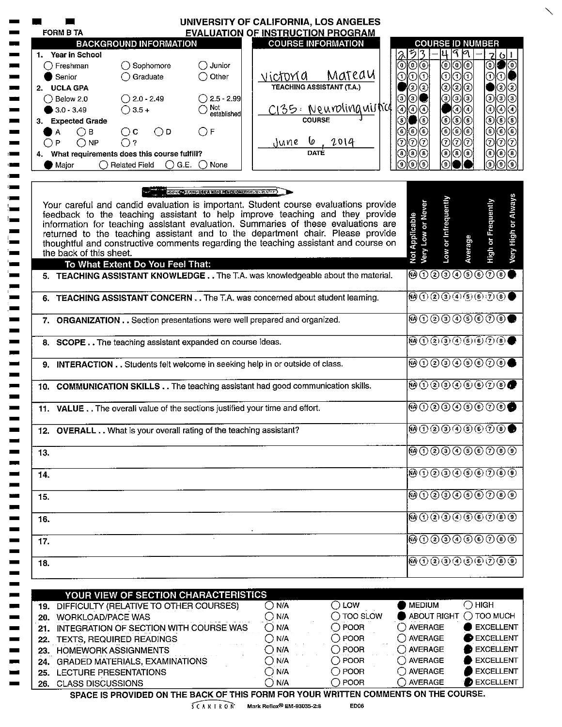**FORM B TA**

# UNIVERSITY OF CALIFORNIA, LOS ANGELES
## EVALUATION OF INSTRUCTION PROGRAM

### BACKGROUND INFORMATION

1. **Year in School**
   - ○ Freshman ○ Sophomore ○ Junior
   - ● Senior ○ Graduate ○ Other
2. **UCLA GPA**
   - ○ Below 2.0 ○ 2.0 - 2.49 ○ 2.5 - 2.99
   - ● 3.0 - 3.49 ○ 3.5 + ○ Not established
3. **Expected Grade**
   - ● A ○ B ○ C ○ D ○ F
   - ○ P ○ NP ○ ?
4. **What requirements does this course fulfill?**
   - ● Major ○ Related Field ○ G.E. ○ None

### COURSE INFORMATION

Victoria Mateau
TEACHING ASSISTANT (T.A.)

C135: Neurolinguistics
COURSE

June 6, 2014
DATE

### COURSE ID NUMBER

253-499-201

---

USE A NO. 2 PENCIL ONLY

Your careful and candid evaluation is important. Student course evaluations provide feedback to the teaching assistant to help improve teaching and they provide information for teaching assistant evaluation. Summaries of these evaluations are returned to the teaching assistant and to the department chair. Please provide thoughtful and constructive comments regarding the teaching assistant and course on the back of this sheet.

Scale: Not Applicable (NA), 1 = Very Low or Never, 3 = Low or Infrequently, 5 = Average, 7 = High or Frequently, 9 = Very High or Always

| To What Extent Do You Feel That: | Rating |
|---|---|
| 5. **TEACHING ASSISTANT KNOWLEDGE . .** The T.A. was knowledgeable about the material. | 9 |
| 6. **TEACHING ASSISTANT CONCERN . .** The T.A. was concerned about student learning. | 9 |
| 7. **ORGANIZATION . .** Section presentations were well prepared and organized. | 9 |
| 8. **SCOPE . .** The teaching assistant expanded on course ideas. | 9 |
| 9. **INTERACTION . .** Students felt welcome in seeking help in or outside of class. | 9 |
| 10. **COMMUNICATION SKILLS . .** The teaching assistant had good communication skills. | 9 |
| 11. **VALUE . .** The overall value of the sections justified your time and effort. | 9 |
| 12. **OVERALL . .** What is your overall rating of the teaching assistant? | 9 |
| 13. | |
| 14. | |
| 15. | |
| 16. | |
| 17. | |
| 18. | |

### YOUR VIEW OF SECTION CHARACTERISTICS

| Item | Response |
|---|---|
| 19. DIFFICULTY (RELATIVE TO OTHER COURSES) | MEDIUM |
| 20. WORKLOAD/PACE WAS | ABOUT RIGHT |
| 21. INTEGRATION OF SECTION WITH COURSE WAS | EXCELLENT |
| 22. TEXTS, REQUIRED READINGS | EXCELLENT |
| 23. HOMEWORK ASSIGNMENTS | EXCELLENT |
| 24. GRADED MATERIALS, EXAMINATIONS | EXCELLENT |
| 25. LECTURE PRESENTATIONS | EXCELLENT |
| 26. CLASS DISCUSSIONS | EXCELLENT |

**SPACE IS PROVIDED ON THE BACK OF THIS FORM FOR YOUR WRITTEN COMMENTS ON THE COURSE.**

SCANTRON Mark Reflex® EM-93035-2:8 ED06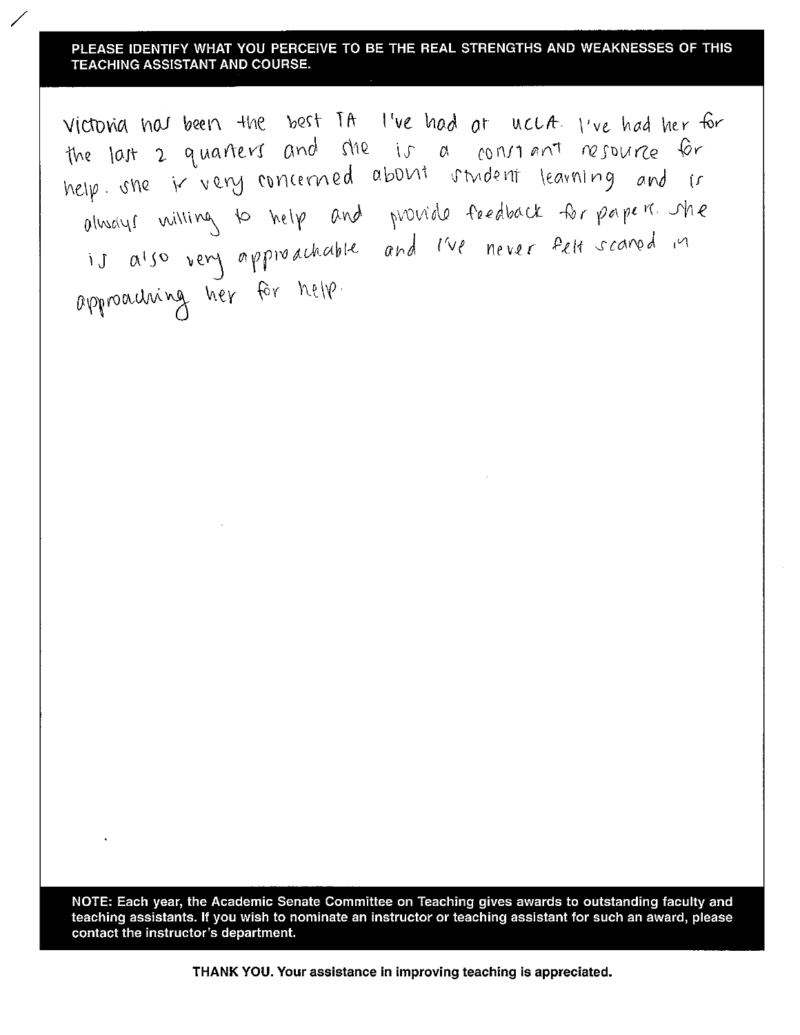**PLEASE IDENTIFY WHAT YOU PERCEIVE TO BE THE REAL STRENGTHS AND WEAKNESSES OF THIS TEACHING ASSISTANT AND COURSE.**

Victoria has been the best TA I've had at UCLA. I've had her for the last 2 quarters and she is a constant resource for help. She is very concerned about student learning and is always willing to help and provide feedback for papers. She is also very approachable and I've never felt scared in approaching her for help.

**NOTE: Each year, the Academic Senate Committee on Teaching gives awards to outstanding faculty and teaching assistants. If you wish to nominate an instructor or teaching assistant for such an award, please contact the instructor's department.**

**THANK YOU. Your assistance in improving teaching is appreciated.**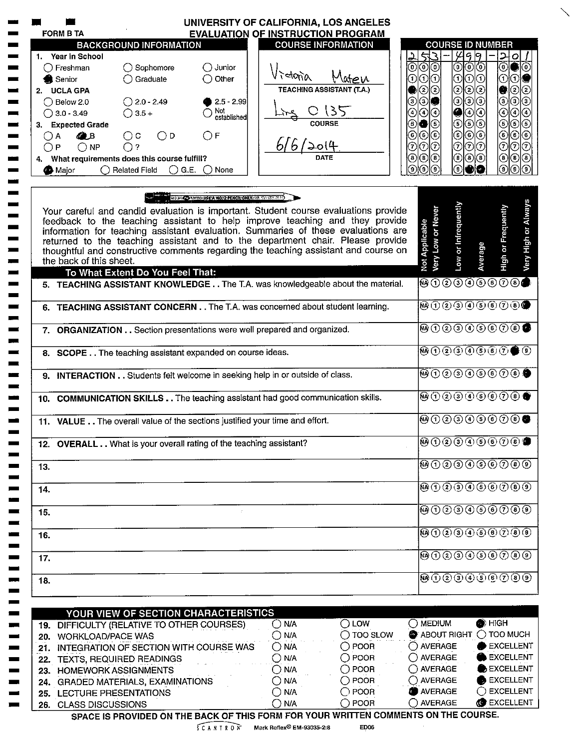# UNIVERSITY OF CALIFORNIA, LOS ANGELES
## EVALUATION OF INSTRUCTION PROGRAM

FORM B TA

### BACKGROUND INFORMATION

1. **Year in School**
   - ○ Freshman ○ Sophomore ○ Junior
   - ● Senior ○ Graduate ○ Other
2. **UCLA GPA**
   - ○ Below 2.0 ○ 2.0 - 2.49 ● 2.5 - 2.99
   - ○ 3.0 - 3.49 ○ 3.5 + ○ Not established
3. **Expected Grade**
   - ○ A ● B ○ C ○ D ○ F
   - ○ P ○ NP ○ ?
4. **What requirements does this course fulfill?**
   - ● Major ○ Related Field ○ G.E. ○ None

### COURSE INFORMATION

Victoria Mateu
TEACHING ASSISTANT (T.A.)

Ling C 135
COURSE

6/6/2014
DATE

### COURSE ID NUMBER

253-499-201

---

USE A NO. 2 PENCIL ONLY

Your careful and candid evaluation is important. Student course evaluations provide feedback to the teaching assistant to help improve teaching and they provide information for teaching assistant evaluation. Summaries of these evaluations are returned to the teaching assistant and to the department chair. Please provide thoughtful and constructive comments regarding the teaching assistant and course on the back of this sheet.

Scale: Not Applicable (NA) / Very Low or Never (1) / Low or Infrequently / Average / High or Frequently / Very High or Always (9)

| To What Extent Do You Feel That: | Rating |
|---|---|
| 5. **TEACHING ASSISTANT KNOWLEDGE** . . The T.A. was knowledgeable about the material. | 9 |
| 6. **TEACHING ASSISTANT CONCERN** . . The T.A. was concerned about student learning. | 9 |
| 7. **ORGANIZATION** . . Section presentations were well prepared and organized. | 9 |
| 8. **SCOPE** . . The teaching assistant expanded on course ideas. | 8 |
| 9. **INTERACTION** . . Students felt welcome in seeking help in or outside of class. | 9 |
| 10. **COMMUNICATION SKILLS** . . The teaching assistant had good communication skills. | 9 |
| 11. **VALUE** . . The overall value of the sections justified your time and effort. | 9 |
| 12. **OVERALL** . . What is your overall rating of the teaching assistant? | 9 |
| 13. | |
| 14. | |
| 15. | |
| 16. | |
| 17. | |
| 18. | |

### YOUR VIEW OF SECTION CHARACTERISTICS

| | | | | |
|---|---|---|---|---|
| 19. DIFFICULTY (RELATIVE TO OTHER COURSES) | ○ N/A | ○ LOW | ○ MEDIUM | ● HIGH |
| 20. WORKLOAD/PACE WAS | ○ N/A | ○ TOO SLOW | ● ABOUT RIGHT | ○ TOO MUCH |
| 21. INTEGRATION OF SECTION WITH COURSE WAS | ○ N/A | ○ POOR | ○ AVERAGE | ● EXCELLENT |
| 22. TEXTS, REQUIRED READINGS | ○ N/A | ○ POOR | ○ AVERAGE | ● EXCELLENT |
| 23. HOMEWORK ASSIGNMENTS | ○ N/A | ○ POOR | ○ AVERAGE | ● EXCELLENT |
| 24. GRADED MATERIALS, EXAMINATIONS | ○ N/A | ○ POOR | ○ AVERAGE | ● EXCELLENT |
| 25. LECTURE PRESENTATIONS | ○ N/A | ○ POOR | ● AVERAGE | ○ EXCELLENT |
| 26. CLASS DISCUSSIONS | ○ N/A | ○ POOR | ○ AVERAGE | ● EXCELLENT |

**SPACE IS PROVIDED ON THE BACK OF THIS FORM FOR YOUR WRITTEN COMMENTS ON THE COURSE.**

SCANTRON Mark Reflex® EM-93035-2:8 ED06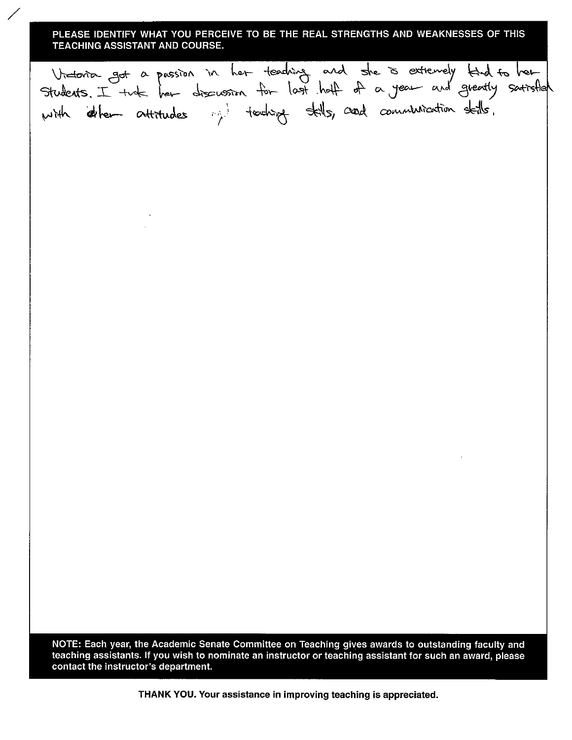**PLEASE IDENTIFY WHAT YOU PERCEIVE TO BE THE REAL STRENGTHS AND WEAKNESSES OF THIS TEACHING ASSISTANT AND COURSE.**

Victoria got a passion in her teaching and she is extremely kind to her Students. I took her discussion for last half of a year and greatly satisfied with her attitudes, teaching skills, and communication skills.

**NOTE:** Each year, the Academic Senate Committee on Teaching gives awards to outstanding faculty and teaching assistants. If you wish to nominate an instructor or teaching assistant for such an award, please contact the instructor's department.

**THANK YOU.** Your assistance in improving teaching is appreciated.